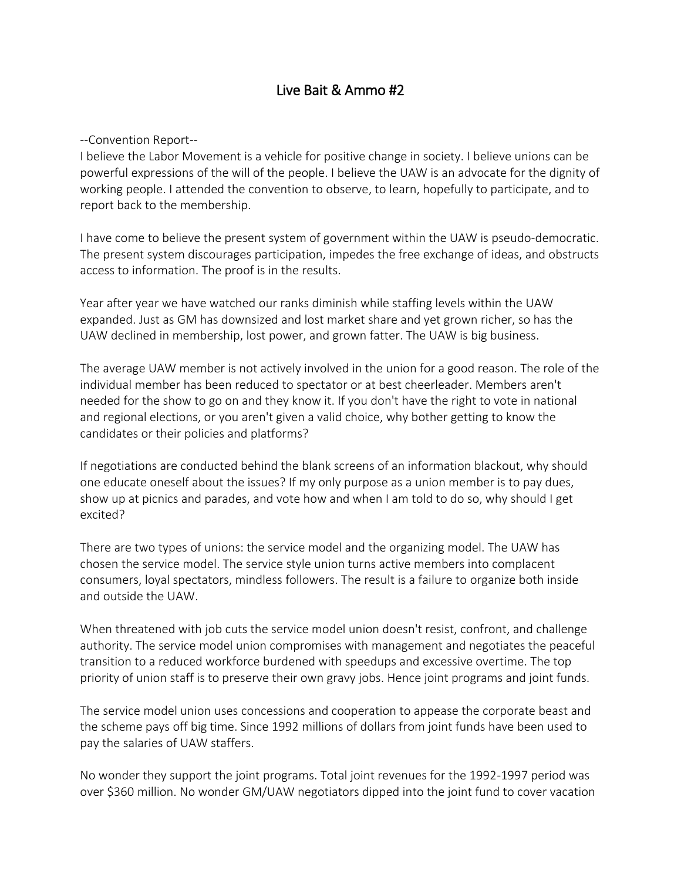# Live Bait & Ammo #2

--Convention Report--

I believe the Labor Movement is a vehicle for positive change in society. I believe unions can be powerful expressions of the will of the people. I believe the UAW is an advocate for the dignity of working people. I attended the convention to observe, to learn, hopefully to participate, and to report back to the membership.

I have come to believe the present system of government within the UAW is pseudo-democratic. The present system discourages participation, impedes the free exchange of ideas, and obstructs access to information. The proof is in the results.

Year after year we have watched our ranks diminish while staffing levels within the UAW expanded. Just as GM has downsized and lost market share and yet grown richer, so has the UAW declined in membership, lost power, and grown fatter. The UAW is big business.

The average UAW member is not actively involved in the union for a good reason. The role of the individual member has been reduced to spectator or at best cheerleader. Members aren't needed for the show to go on and they know it. If you don't have the right to vote in national and regional elections, or you aren't given a valid choice, why bother getting to know the candidates or their policies and platforms?

If negotiations are conducted behind the blank screens of an information blackout, why should one educate oneself about the issues? If my only purpose as a union member is to pay dues, show up at picnics and parades, and vote how and when I am told to do so, why should I get excited?

There are two types of unions: the service model and the organizing model. The UAW has chosen the service model. The service style union turns active members into complacent consumers, loyal spectators, mindless followers. The result is a failure to organize both inside and outside the UAW.

When threatened with job cuts the service model union doesn't resist, confront, and challenge authority. The service model union compromises with management and negotiates the peaceful transition to a reduced workforce burdened with speedups and excessive overtime. The top priority of union staff is to preserve their own gravy jobs. Hence joint programs and joint funds.

The service model union uses concessions and cooperation to appease the corporate beast and the scheme pays off big time. Since 1992 millions of dollars from joint funds have been used to pay the salaries of UAW staffers.

No wonder they support the joint programs. Total joint revenues for the 1992-1997 period was over $360 million. No wonder GM/UAW negotiators dipped into the joint fund to cover vacation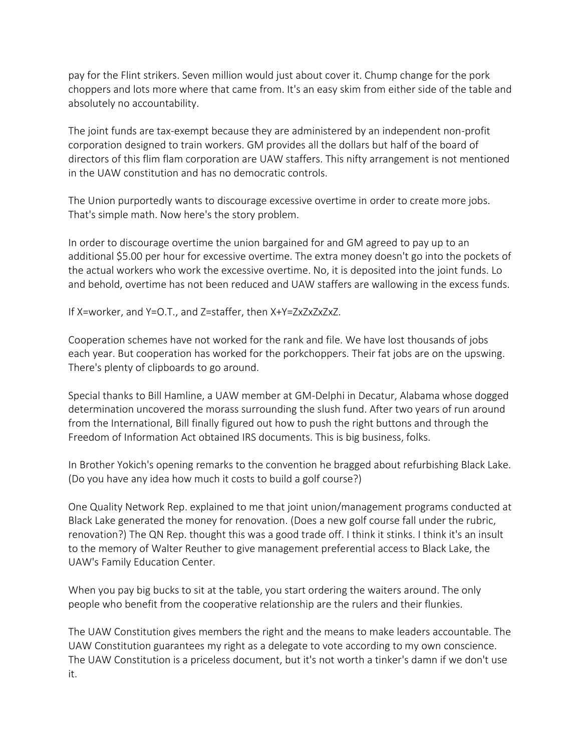pay for the Flint strikers. Seven million would just about cover it. Chump change for the pork choppers and lots more where that came from. It's an easy skim from either side of the table and absolutely no accountability.

The joint funds are tax-exempt because they are administered by an independent non-profit corporation designed to train workers. GM provides all the dollars but half of the board of directors of this flim flam corporation are UAW staffers. This nifty arrangement is not mentioned in the UAW constitution and has no democratic controls.

The Union purportedly wants to discourage excessive overtime in order to create more jobs. That's simple math. Now here's the story problem.

In order to discourage overtime the union bargained for and GM agreed to pay up to an additional $5.00 per hour for excessive overtime. The extra money doesn't go into the pockets of the actual workers who work the excessive overtime. No, it is deposited into the joint funds. Lo and behold, overtime has not been reduced and UAW staffers are wallowing in the excess funds.

If X=worker, and Y=O.T., and Z=staffer, then X+Y=ZxZxZxZxZ.

Cooperation schemes have not worked for the rank and file. We have lost thousands of jobs each year. But cooperation has worked for the porkchoppers. Their fat jobs are on the upswing. There's plenty of clipboards to go around.

Special thanks to Bill Hamline, a UAW member at GM-Delphi in Decatur, Alabama whose dogged determination uncovered the morass surrounding the slush fund. After two years of run around from the International, Bill finally figured out how to push the right buttons and through the Freedom of Information Act obtained IRS documents. This is big business, folks.

In Brother Yokich's opening remarks to the convention he bragged about refurbishing Black Lake. (Do you have any idea how much it costs to build a golf course?)

One Quality Network Rep. explained to me that joint union/management programs conducted at Black Lake generated the money for renovation. (Does a new golf course fall under the rubric, renovation?) The QN Rep. thought this was a good trade off. I think it stinks. I think it's an insult to the memory of Walter Reuther to give management preferential access to Black Lake, the UAW's Family Education Center.

When you pay big bucks to sit at the table, you start ordering the waiters around. The only people who benefit from the cooperative relationship are the rulers and their flunkies.

The UAW Constitution gives members the right and the means to make leaders accountable. The UAW Constitution guarantees my right as a delegate to vote according to my own conscience. The UAW Constitution is a priceless document, but it's not worth a tinker's damn if we don't use it.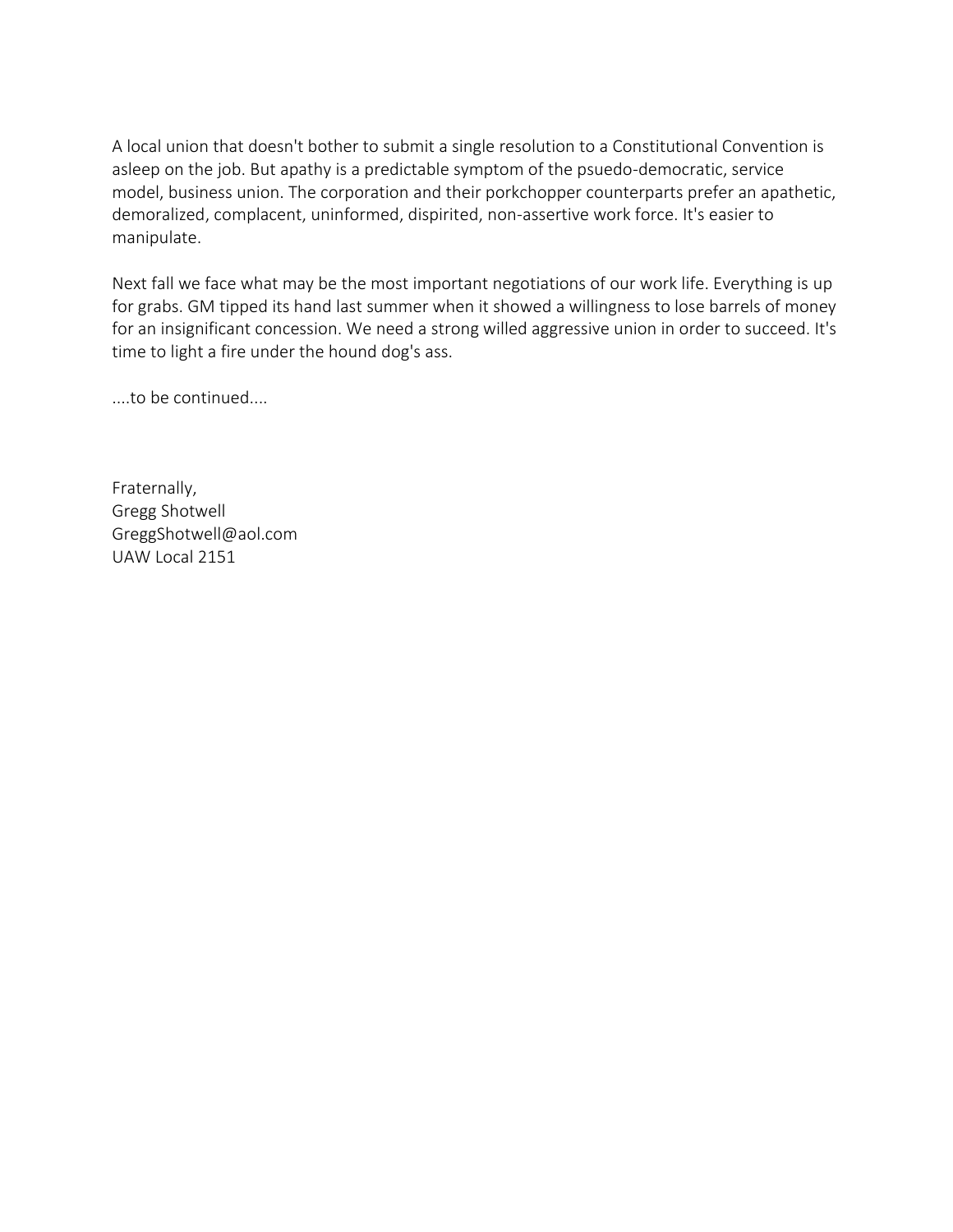A local union that doesn't bother to submit a single resolution to a Constitutional Convention is asleep on the job. But apathy is a predictable symptom of the psuedo-democratic, service model, business union. The corporation and their porkchopper counterparts prefer an apathetic, demoralized, complacent, uninformed, dispirited, non-assertive work force. It's easier to manipulate.

Next fall we face what may be the most important negotiations of our work life. Everything is up for grabs. GM tipped its hand last summer when it showed a willingness to lose barrels of money for an insignificant concession. We need a strong willed aggressive union in order to succeed. It's time to light a fire under the hound dog's ass.

....to be continued....

Fraternally,
Gregg Shotwell
GreggShotwell@aol.com
UAW Local 2151